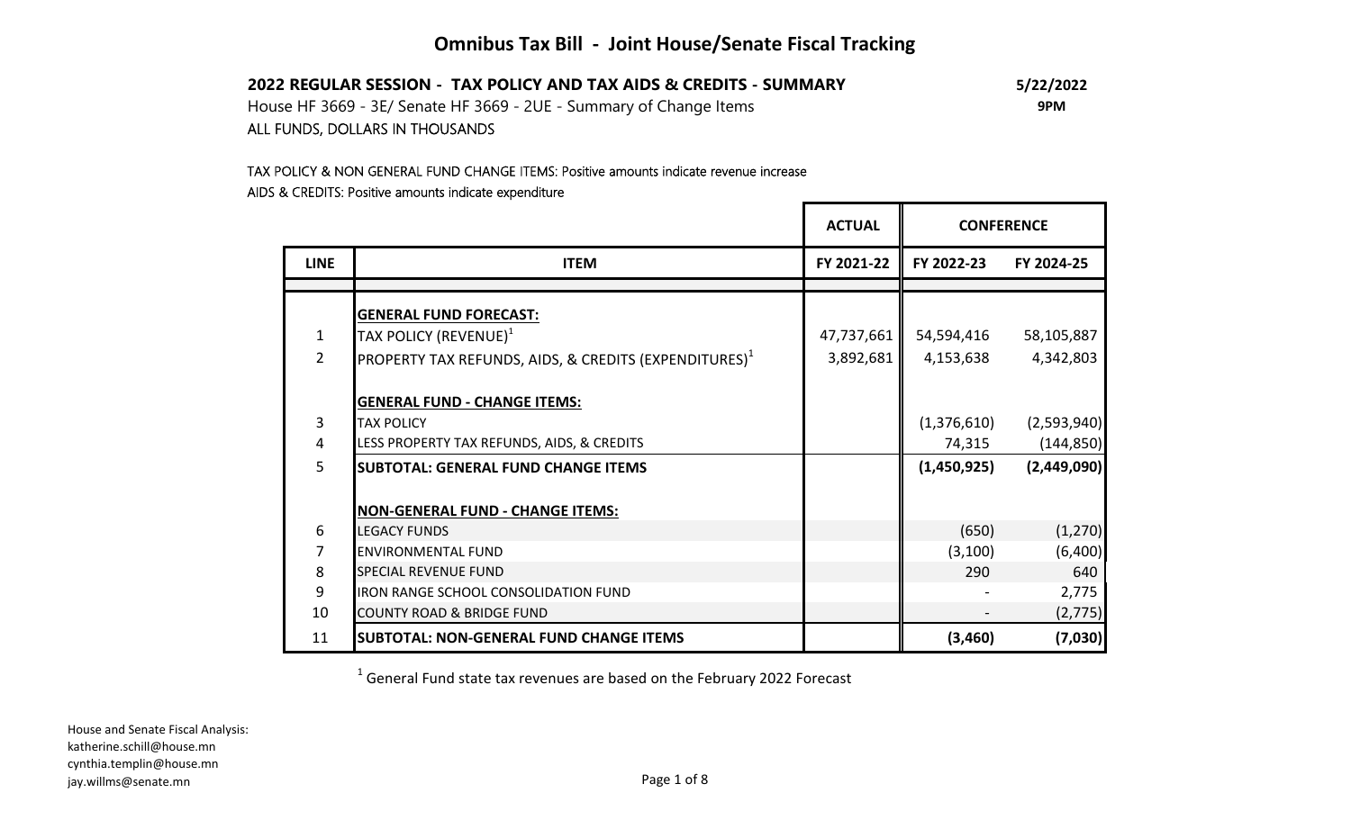# Omnibus Tax Bill - Joint House/Senate Fiscal Tracking

**2022 REGULAR SESSION - TAX POLICY AND TAX AIDS & CREDITS - SUMMARY** **5/22/2022**

House HF 3669 - 3E/ Senate HF 3669 - 2UE - Summary of Change Items **9PM**

ALL FUNDS, DOLLARS IN THOUSANDS

TAX POLICY & NON GENERAL FUND CHANGE ITEMS: Positive amounts indicate revenue increase

AIDS & CREDITS: Positive amounts indicate expenditure

| | | ACTUAL | CONFERENCE | |
|---|---|---|---|---|
| **LINE** | **ITEM** | **FY 2021-22** | **FY 2022-23** | **FY 2024-25** |
| | **GENERAL FUND FORECAST:** | | | |
| 1 | TAX POLICY (REVENUE)[1] | 47,737,661 | 54,594,416 | 58,105,887 |
| 2 | PROPERTY TAX REFUNDS, AIDS, & CREDITS (EXPENDITURES)[1] | 3,892,681 | 4,153,638 | 4,342,803 |
| | **GENERAL FUND - CHANGE ITEMS:** | | | |
| 3 | TAX POLICY | | (1,376,610) | (2,593,940) |
| 4 | LESS PROPERTY TAX REFUNDS, AIDS, & CREDITS | | 74,315 | (144,850) |
| 5 | **SUBTOTAL: GENERAL FUND CHANGE ITEMS** | | **(1,450,925)** | **(2,449,090)** |
| | **NON-GENERAL FUND - CHANGE ITEMS:** | | | |
| 6 | LEGACY FUNDS | | (650) | (1,270) |
| 7 | ENVIRONMENTAL FUND | | (3,100) | (6,400) |
| 8 | SPECIAL REVENUE FUND | | 290 | 640 |
| 9 | IRON RANGE SCHOOL CONSOLIDATION FUND | | - | 2,775 |
| 10 | COUNTY ROAD & BRIDGE FUND | | - | (2,775) |
| 11 | **SUBTOTAL: NON-GENERAL FUND CHANGE ITEMS** | | **(3,460)** | **(7,030)** |

[1] General Fund state tax revenues are based on the February 2022 Forecast

House and Senate Fiscal Analysis:
katherine.schill@house.mn
cynthia.templin@house.mn
jay.willms@senate.mn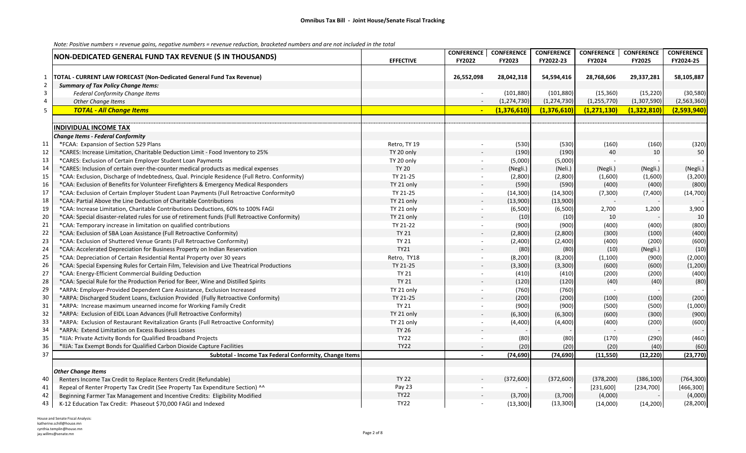## Omnibus Tax Bill - Joint House/Senate Fiscal Tracking

*Note: Positive numbers = revenue gains, negative numbers = revenue reduction, bracketed numbers and are not included in the total*

| | NON-DEDICATED GENERAL FUND TAX REVENUE ($ IN THOUSANDS) | EFFECTIVE | CONFERENCE FY2022 | CONFERENCE FY2023 | CONFERENCE FY2022-23 | CONFERENCE FY2024 | CONFERENCE FY2025 | CONFERENCE FY2024-25 |
|---|---|---|---|---|---|---|---|---|
| 1 | **TOTAL - CURRENT LAW FORECAST (Non-Dedicated General Fund Tax Revenue)** | | 26,552,098 | 28,042,318 | 54,594,416 | 28,768,606 | 29,337,281 | 58,105,887 |
| 2 | ***Summary of Tax Policy Change Items:*** | | | | | | | |
| 3 | *Federal Conformity Change Items* | | - | (101,880) | (101,880) | (15,360) | (15,220) | (30,580) |
| 4 | *Other Change Items* | | - | (1,274,730) | (1,274,730) | (1,255,770) | (1,307,590) | (2,563,360) |
| 5 | ***TOTAL - All Change Items*** | | **-** | **(1,376,610)** | **(1,376,610)** | **(1,271,130)** | **(1,322,810)** | **(2,593,940)** |
| | **INDIVIDUAL INCOME TAX** | | | | | | | |
| | ***Change Items - Federal Conformity*** | | | | | | | |
| 11 | *FCAA: Expansion of Section 529 Plans | Retro, TY 19 | - | (530) | (530) | (160) | (160) | (320) |
| 12 | *CARES: Increase Limitation, Charitable Deduction Limit - Food Inventory to 25% | TY 20 only | - | (190) | (190) | 40 | 10 | 50 |
| 13 | *CARES: Exclusion of Certain Employer Student Loan Payments | TY 20 only | - | (5,000) | (5,000) | - | - | - |
| 14 | *CARES: Inclusion of certain over-the-counter medical products as medical expenses | TY 20 | - | (Negli.) | (Neli.) | (Negli.) | (Negli.) | (Negli.) |
| 15 | *CAA: Exclusion, Discharge of Indebtedness, Qual. Principle Residence (Full Retro. Conformity) | TY 21-25 | - | (2,800) | (2,800) | (1,600) | (1,600) | (3,200) |
| 16 | *CAA: Exclusion of Benefits for Volunteer Firefighters & Emergency Medical Responders | TY 21 only | - | (590) | (590) | (400) | (400) | (800) |
| 17 | *CAA: Exclusion of Certain Employer Student Loan Payments (Full Retroactive Conformity0 | TY 21-25 | - | (14,300) | (14,300) | (7,300) | (7,400) | (14,700) |
| 18 | *CAA: Partial Above the Line Deduction of Charitable Contributions | TY 21 only | - | (13,900) | (13,900) | - | - | - |
| 19 | *CAA: Increase Limitation, Charitable Contributions Deductions, 60% to 100% FAGI | TY 21 only | - | (6,500) | (6,500) | 2,700 | 1,200 | 3,900 |
| 20 | *CAA: Special disaster-related rules for use of retirement funds (Full Retroactive Conformity) | TY 21 only | - | (10) | (10) | 10 | - | 10 |
| 21 | *CAA: Temporary increase in limitation on qualified contributions | TY 21-22 | - | (900) | (900) | (400) | (400) | (800) |
| 22 | *CAA: Exclusion of SBA Loan Assistance (Full Retroactive Conformity) | TY 21 | - | (2,800) | (2,800) | (300) | (100) | (400) |
| 23 | *CAA: Exclusion of Shuttered Venue Grants (Full Retroactive Conformity) | TY 21 | - | (2,400) | (2,400) | (400) | (200) | (600) |
| 24 | *CAA: Accelerated Depreciation for Business Property on Indian Reservation | TY21 | - | (80) | (80) | (10) | (Negli.) | (10) |
| 25 | *CAA: Depreciation of Certain Residential Rental Property over 30 years | Retro, TY18 | - | (8,200) | (8,200) | (1,100) | (900) | (2,000) |
| 26 | *CAA: Special Expensing Rules for Certain Film, Television and Live Theatrical Productions | TY 21-25 | - | (3,300) | (3,300) | (600) | (600) | (1,200) |
| 27 | *CAA: Energy-Efficient Commercial Building Deduction | TY 21 | - | (410) | (410) | (200) | (200) | (400) |
| 28 | *CAA: Special Rule for the Production Period for Beer, Wine and Distilled Spirits | TY 21 | - | (120) | (120) | (40) | (40) | (80) |
| 29 | *ARPA: Employer-Provided Dependent Care Assistance, Exclusion Increased | TY 21 only | - | (760) | (760) | - | - | - |
| 30 | *ARPA: Discharged Student Loans, Exclusion Provided (Fully Retroactive Conformity) | TY 21-25 | - | (200) | (200) | (100) | (100) | (200) |
| 31 | *ARPA: Increase maximum unearned income for Working Family Credit | TY 21 | - | (900) | (900) | (500) | (500) | (1,000) |
| 32 | *ARPA: Exclusion of EIDL Loan Advances (Full Retroactive Conformity) | TY 21 only | - | (6,300) | (6,300) | (600) | (300) | (900) |
| 33 | *ARPA: Exclusion of Restaurant Revitalization Grants (Full Retroactive Conformity) | TY 21 only | - | (4,400) | (4,400) | (400) | (200) | (600) |
| 34 | *ARPA: Extend Limitation on Excess Business Losses | TY 26 | - | - | - | - | - | - |
| 35 | *IIJA: Private Activity Bonds for Qualified Broadband Projects | TY22 | - | (80) | (80) | (170) | (290) | (460) |
| 36 | *IIJA: Tax Exempt Bonds for Qualified Carbon Dioxide Capture Facilities | TY22 | - | (20) | (20) | (20) | (40) | (60) |
| 37 | **Subtotal - Income Tax Federal Conformity, Change Items** | | **-** | **(74,690)** | **(74,690)** | **(11,550)** | **(12,220)** | **(23,770)** |
| | ***Other Change Items*** | | | | | | | |
| 40 | Renters Income Tax Credit to Replace Renters Credit (Refundable) | TY 22 | - | (372,600) | (372,600) | (378,200) | (386,100) | (764,300) |
| 41 | Repeal of Renter Property Tax Credit (See Property Tax Expenditure Section) ^^ | Pay 23 | - | - | - | [231,600] | [234,700] | [466,300] |
| 42 | Beginning Farmer Tax Management and Incentive Credits: Eligibility Modified | TY22 | - | (3,700) | (3,700) | (4,000) | - | (4,000) |
| 43 | K-12 Education Tax Credit: Phaseout $70,000 FAGI and Indexed | TY22 | - | (13,300) | (13,300) | (14,000) | (14,200) | (28,200) |

House and Senate Fiscal Analysis:
katherine.schill@house.mn
cynthia.templin@house.mn
jay.willms@senate.mn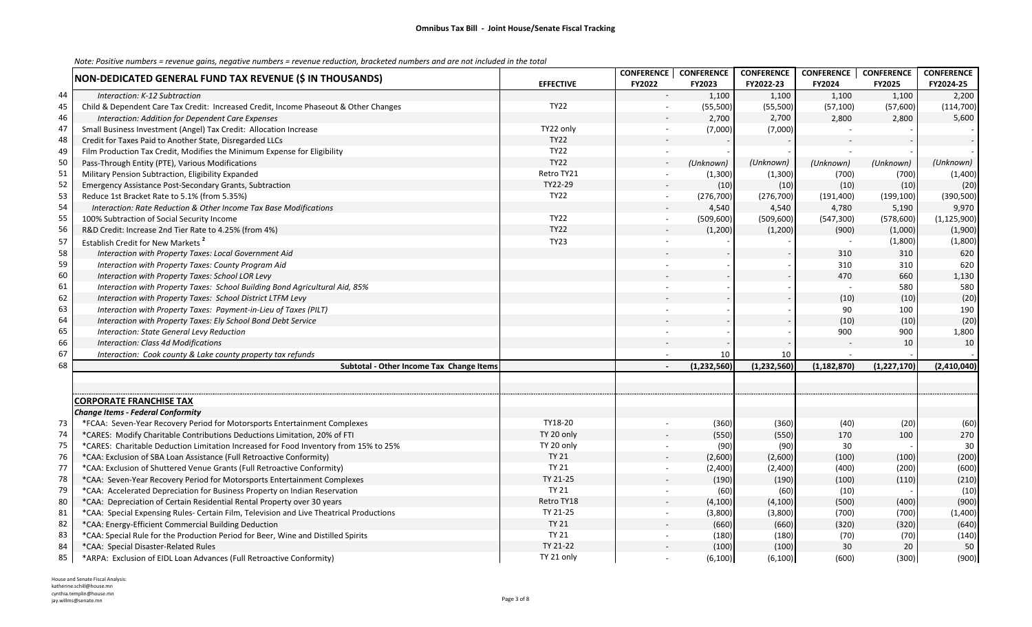**Omnibus Tax Bill - Joint House/Senate Fiscal Tracking**

*Note: Positive numbers = revenue gains, negative numbers = revenue reduction, bracketed numbers and are not included in the total*

| | NON-DEDICATED GENERAL FUND TAX REVENUE ($ IN THOUSANDS) | EFFECTIVE | CONFERENCE FY2022 | CONFERENCE FY2023 | CONFERENCE FY2022-23 | CONFERENCE FY2024 | CONFERENCE FY2025 | CONFERENCE FY2024-25 |
|---|---|---|---|---|---|---|---|---|
| 44 | *Interaction: K-12 Subtraction* | | - | 1,100 | 1,100 | 1,100 | 1,100 | 2,200 |
| 45 | Child & Dependent Care Tax Credit: Increased Credit, Income Phaseout & Other Changes | TY22 | - | (55,500) | (55,500) | (57,100) | (57,600) | (114,700) |
| 46 | *Interaction: Addition for Dependent Care Expenses* | | - | 2,700 | 2,700 | 2,800 | 2,800 | 5,600 |
| 47 | Small Business Investment (Angel) Tax Credit: Allocation Increase | TY22 only | - | (7,000) | (7,000) | - | - | - |
| 48 | Credit for Taxes Paid to Another State, Disregarded LLCs | TY22 | - | - | - | - | - | - |
| 49 | Film Production Tax Credit, Modifies the Minimum Expense for Eligibility | TY22 | - | - | - | - | - | - |
| 50 | Pass-Through Entity (PTE), Various Modifications | TY22 | - | *(Unknown)* | *(Unknown)* | *(Unknown)* | *(Unknown)* | *(Unknown)* |
| 51 | Military Pension Subtraction, Eligibility Expanded | Retro TY21 | - | (1,300) | (1,300) | (700) | (700) | (1,400) |
| 52 | Emergency Assistance Post-Secondary Grants, Subtraction | TY22-29 | - | (10) | (10) | (10) | (10) | (20) |
| 53 | Reduce 1st Bracket Rate to 5.1% (from 5.35%) | TY22 | - | (276,700) | (276,700) | (191,400) | (199,100) | (390,500) |
| 54 | *Interaction: Rate Reduction & Other Income Tax Base Modifications* | | - | 4,540 | 4,540 | 4,780 | 5,190 | 9,970 |
| 55 | 100% Subtraction of Social Security Income | TY22 | - | (509,600) | (509,600) | (547,300) | (578,600) | (1,125,900) |
| 56 | R&D Credit: Increase 2nd Tier Rate to 4.25% (from 4%) | TY22 | - | (1,200) | (1,200) | (900) | (1,000) | (1,900) |
| 57 | Establish Credit for New Markets [2] | TY23 | - | - | - | - | (1,800) | (1,800) |
| 58 | *Interaction with Property Taxes: Local Government Aid* | | - | - | - | 310 | 310 | 620 |
| 59 | *Interaction with Property Taxes: County Program Aid* | | - | - | - | 310 | 310 | 620 |
| 60 | *Interaction with Property Taxes: School LOR Levy* | | - | - | - | 470 | 660 | 1,130 |
| 61 | *Interaction with Property Taxes: School Building Bond Agricultural Aid, 85%* | | - | - | - | - | 580 | 580 |
| 62 | *Interaction with Property Taxes: School District LTFM Levy* | | - | - | - | (10) | (10) | (20) |
| 63 | *Interaction with Property Taxes: Payment-in-Lieu of Taxes (PILT)* | | - | - | - | 90 | 100 | 190 |
| 64 | *Interaction with Property Taxes: Ely School Bond Debt Service* | | - | - | - | (10) | (10) | (20) |
| 65 | *Interaction: State General Levy Reduction* | | - | - | - | 900 | 900 | 1,800 |
| 66 | *Interaction: Class 4d Modifications* | | - | - | - | - | 10 | 10 |
| 67 | *Interaction: Cook county & Lake county property tax refunds* | | - | 10 | 10 | - | - | - |
| 68 | **Subtotal - Other Income Tax Change Items** | | - | (1,232,560) | (1,232,560) | (1,182,870) | (1,227,170) | (2,410,040) |
| | | | | | | | | |
| | **CORPORATE FRANCHISE TAX** | | | | | | | |
| | ***Change Items - Federal Conformity*** | | | | | | | |
| 73 | *FCAA: Seven-Year Recovery Period for Motorsports Entertainment Complexes | TY18-20 | - | (360) | (360) | (40) | (20) | (60) |
| 74 | *CARES: Modify Charitable Contributions Deductions Limitation, 20% of FTI | TY 20 only | - | (550) | (550) | 170 | 100 | 270 |
| 75 | *CARES: Charitable Deduction Limitation Increased for Food Inventory from 15% to 25% | TY 20 only | - | (90) | (90) | 30 | - | 30 |
| 76 | *CAA: Exclusion of SBA Loan Assistance (Full Retroactive Conformity) | TY 21 | - | (2,600) | (2,600) | (100) | (100) | (200) |
| 77 | *CAA: Exclusion of Shuttered Venue Grants (Full Retroactive Conformity) | TY 21 | - | (2,400) | (2,400) | (400) | (200) | (600) |
| 78 | *CAA: Seven-Year Recovery Period for Motorsports Entertainment Complexes | TY 21-25 | - | (190) | (190) | (100) | (110) | (210) |
| 79 | *CAA: Accelerated Depreciation for Business Property on Indian Reservation | TY 21 | - | (60) | (60) | (10) | - | (10) |
| 80 | *CAA: Depreciation of Certain Residential Rental Property over 30 years | Retro TY18 | - | (4,100) | (4,100) | (500) | (400) | (900) |
| 81 | *CAA: Special Expensing Rules- Certain Film, Television and Live Theatrical Productions | TY 21-25 | - | (3,800) | (3,800) | (700) | (700) | (1,400) |
| 82 | *CAA: Energy-Efficient Commercial Building Deduction | TY 21 | - | (660) | (660) | (320) | (320) | (640) |
| 83 | *CAA: Special Rule for the Production Period for Beer, Wine and Distilled Spirits | TY 21 | - | (180) | (180) | (70) | (70) | (140) |
| 84 | *CAA: Special Disaster-Related Rules | TY 21-22 | - | (100) | (100) | 30 | 20 | 50 |
| 85 | *ARPA: Exclusion of EIDL Loan Advances (Full Retroactive Conformity) | TY 21 only | - | (6,100) | (6,100) | (600) | (300) | (900) |

House and Senate Fiscal Analysis:
katherine.schill@house.mn
cynthia.templin@house.mn
jay.willms@senate.mn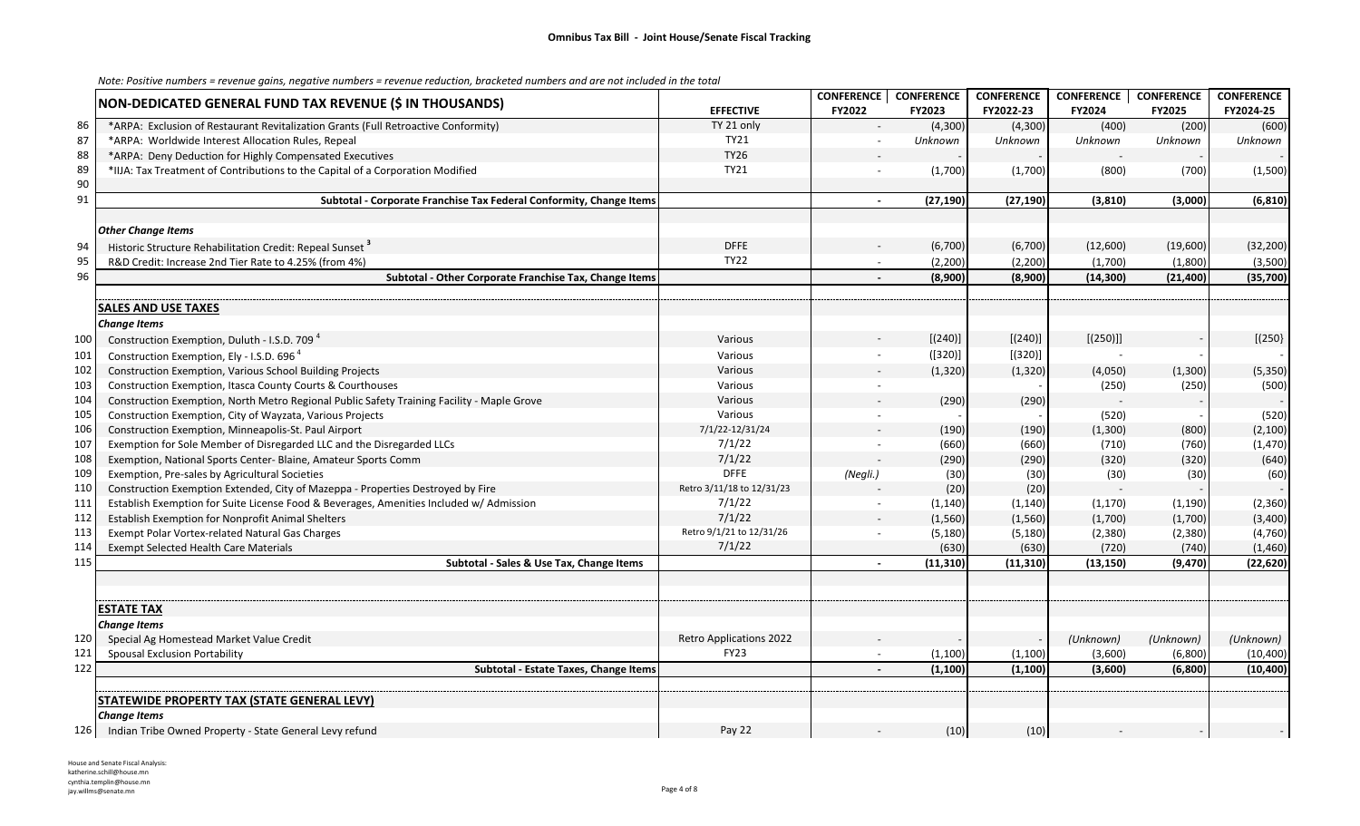**Omnibus Tax Bill - Joint House/Senate Fiscal Tracking**

*Note: Positive numbers = revenue gains, negative numbers = revenue reduction, bracketed numbers and are not included in the total*

| | NON-DEDICATED GENERAL FUND TAX REVENUE ($ IN THOUSANDS) | EFFECTIVE | CONFERENCE FY2022 | CONFERENCE FY2023 | CONFERENCE FY2022-23 | CONFERENCE FY2024 | CONFERENCE FY2025 | CONFERENCE FY2024-25 |
|---|---|---|---|---|---|---|---|---|
| 86 | *ARPA: Exclusion of Restaurant Revitalization Grants (Full Retroactive Conformity) | TY 21 only | - | (4,300) | (4,300) | (400) | (200) | (600) |
| 87 | *ARPA: Worldwide Interest Allocation Rules, Repeal | TY21 | - | *Unknown* | *Unknown* | *Unknown* | *Unknown* | *Unknown* |
| 88 | *ARPA: Deny Deduction for Highly Compensated Executives | TY26 | - | - | - | - | - | - |
| 89 | *IIJA: Tax Treatment of Contributions to the Capital of a Corporation Modified | TY21 | - | (1,700) | (1,700) | (800) | (700) | (1,500) |
| 90 | | | | | | | | |
| 91 | **Subtotal - Corporate Franchise Tax Federal Conformity, Change Items** | | **-** | **(27,190)** | **(27,190)** | **(3,810)** | **(3,000)** | **(6,810)** |
| | | | | | | | | |
| | ***Other Change Items*** | | | | | | | |
| 94 | Historic Structure Rehabilitation Credit: Repeal Sunset [3] | DFFE | - | (6,700) | (6,700) | (12,600) | (19,600) | (32,200) |
| 95 | R&D Credit: Increase 2nd Tier Rate to 4.25% (from 4%) | TY22 | - | (2,200) | (2,200) | (1,700) | (1,800) | (3,500) |
| 96 | **Subtotal - Other Corporate Franchise Tax, Change Items** | | **-** | **(8,900)** | **(8,900)** | **(14,300)** | **(21,400)** | **(35,700)** |
| | | | | | | | | |
| | **SALES AND USE TAXES** | | | | | | | |
| | ***Change Items*** | | | | | | | |
| 100 | Construction Exemption, Duluth - I.S.D. 709 [4] | Various | - | [(240)] | [(240)] | [(250)]] | - | [(250} |
| 101 | Construction Exemption, Ely - I.S.D. 696 [4] | Various | - | ([320)] | [(320)] | - | - | - |
| 102 | Construction Exemption, Various School Building Projects | Various | - | (1,320) | (1,320) | (4,050) | (1,300) | (5,350) |
| 103 | Construction Exemption, Itasca County Courts & Courthouses | Various | - | | - | (250) | (250) | (500) |
| 104 | Construction Exemption, North Metro Regional Public Safety Training Facility - Maple Grove | Various | - | (290) | (290) | - | - | - |
| 105 | Construction Exemption, City of Wayzata, Various Projects | Various | - | - | - | (520) | - | (520) |
| 106 | Construction Exemption, Minneapolis-St. Paul Airport | 7/1/22-12/31/24 | - | (190) | (190) | (1,300) | (800) | (2,100) |
| 107 | Exemption for Sole Member of Disregarded LLC and the Disregarded LLCs | 7/1/22 | - | (660) | (660) | (710) | (760) | (1,470) |
| 108 | Exemption, National Sports Center- Blaine, Amateur Sports Comm | 7/1/22 | - | (290) | (290) | (320) | (320) | (640) |
| 109 | Exemption, Pre-sales by Agricultural Societies | DFFE | *(Negli.)* | (30) | (30) | (30) | (30) | (60) |
| 110 | Construction Exemption Extended, City of Mazeppa - Properties Destroyed by Fire | Retro 3/11/18 to 12/31/23 | - | (20) | (20) | - | - | - |
| 111 | Establish Exemption for Suite License Food & Beverages, Amenities Included w/ Admission | 7/1/22 | - | (1,140) | (1,140) | (1,170) | (1,190) | (2,360) |
| 112 | Establish Exemption for Nonprofit Animal Shelters | 7/1/22 | - | (1,560) | (1,560) | (1,700) | (1,700) | (3,400) |
| 113 | Exempt Polar Vortex-related Natural Gas Charges | Retro 9/1/21 to 12/31/26 | - | (5,180) | (5,180) | (2,380) | (2,380) | (4,760) |
| 114 | Exempt Selected Health Care Materials | 7/1/22 | | (630) | (630) | (720) | (740) | (1,460) |
| 115 | **Subtotal - Sales & Use Tax, Change Items** | | **-** | **(11,310)** | **(11,310)** | **(13,150)** | **(9,470)** | **(22,620)** |
| | | | | | | | | |
| | **ESTATE TAX** | | | | | | | |
| | ***Change Items*** | | | | | | | |
| 120 | Special Ag Homestead Market Value Credit | Retro Applications 2022 | - | - | - | *(Unknown)* | *(Unknown)* | *(Unknown)* |
| 121 | Spousal Exclusion Portability | FY23 | - | (1,100) | (1,100) | (3,600) | (6,800) | (10,400) |
| 122 | **Subtotal - Estate Taxes, Change Items** | | **-** | **(1,100)** | **(1,100)** | **(3,600)** | **(6,800)** | **(10,400)** |
| | | | | | | | | |
| | **STATEWIDE PROPERTY TAX (STATE GENERAL LEVY)** | | | | | | | |
| | ***Change Items*** | | | | | | | |
| 126 | Indian Tribe Owned Property - State General Levy refund | Pay 22 | - | (10) | (10) | - | - | - |

House and Senate Fiscal Analysis:
katherine.schill@house.mn
cynthia.templin@house.mn
jay.willms@senate.mn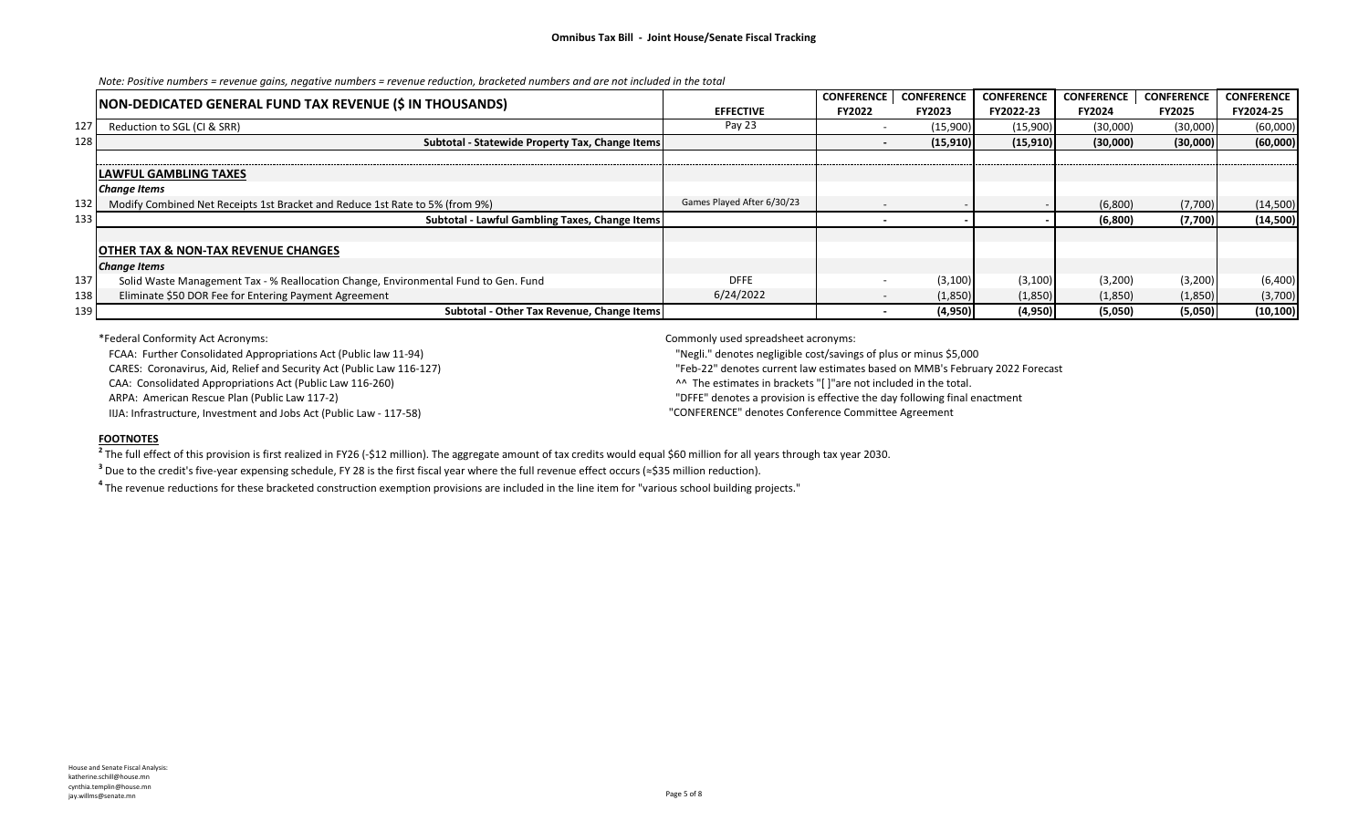Note: Positive numbers = revenue gains, negative numbers = revenue reduction, bracketed numbers and are not included in the total

| | NON-DEDICATED GENERAL FUND TAX REVENUE ($ IN THOUSANDS) | EFFECTIVE | CONFERENCE FY2022 | CONFERENCE FY2023 | CONFERENCE FY2022-23 | CONFERENCE FY2024 | CONFERENCE FY2025 | CONFERENCE FY2024-25 |
|---|---|---|---|---|---|---|---|---|
| 127 | Reduction to SGL (CI & SRR) | Pay 23 | - | (15,900) | (15,900) | (30,000) | (30,000) | (60,000) |
| 128 | **Subtotal - Statewide Property Tax, Change Items** | | **-** | **(15,910)** | **(15,910)** | **(30,000)** | **(30,000)** | **(60,000)** |
| | | | | | | | | |
| | **LAWFUL GAMBLING TAXES** | | | | | | | |
| | ***Change Items*** | | | | | | | |
| 132 | Modify Combined Net Receipts 1st Bracket and Reduce 1st Rate to 5% (from 9%) | Games Played After 6/30/23 | - | - | - | (6,800) | (7,700) | (14,500) |
| 133 | **Subtotal - Lawful Gambling Taxes, Change Items** | | **-** | **-** | **-** | **(6,800)** | **(7,700)** | **(14,500)** |
| | | | | | | | | |
| | **OTHER TAX & NON-TAX REVENUE CHANGES** | | | | | | | |
| | ***Change Items*** | | | | | | | |
| 137 | Solid Waste Management Tax - % Reallocation Change, Environmental Fund to Gen. Fund | DFFE | - | (3,100) | (3,100) | (3,200) | (3,200) | (6,400) |
| 138 | Eliminate $50 DOR Fee for Entering Payment Agreement | 6/24/2022 | - | (1,850) | (1,850) | (1,850) | (1,850) | (3,700) |
| 139 | **Subtotal - Other Tax Revenue, Change Items** | | **-** | **(4,950)** | **(4,950)** | **(5,050)** | **(5,050)** | **(10,100)** |

*Federal Conformity Act Acronyms:

FCAA: Further Consolidated Appropriations Act (Public law 11-94)
CARES: Coronavirus, Aid, Relief and Security Act (Public Law 116-127)
CAA: Consolidated Appropriations Act (Public Law 116-260)
ARPA: American Rescue Plan (Public Law 117-2)
IIJA: Infrastructure, Investment and Jobs Act (Public Law - 117-58)

Commonly used spreadsheet acronyms:

"Negli." denotes negligible cost/savings of plus or minus $5,000
"Feb-22" denotes current law estimates based on MMB's February 2022 Forecast
^^ The estimates in brackets "[ ]"are not included in the total.
"DFFE" denotes a provision is effective the day following final enactment
"CONFERENCE" denotes Conference Committee Agreement

**FOOTNOTES**

[2] The full effect of this provision is first realized in FY26 (-$12 million). The aggregate amount of tax credits would equal $60 million for all years through tax year 2030.

[3] Due to the credit's five-year expensing schedule, FY 28 is the first fiscal year where the full revenue effect occurs (≈$35 million reduction).

[4] The revenue reductions for these bracketed construction exemption provisions are included in the line item for "various school building projects."

House and Senate Fiscal Analysis:
katherine.schill@house.mn
cynthia.templin@house.mn
jay.willms@senate.mn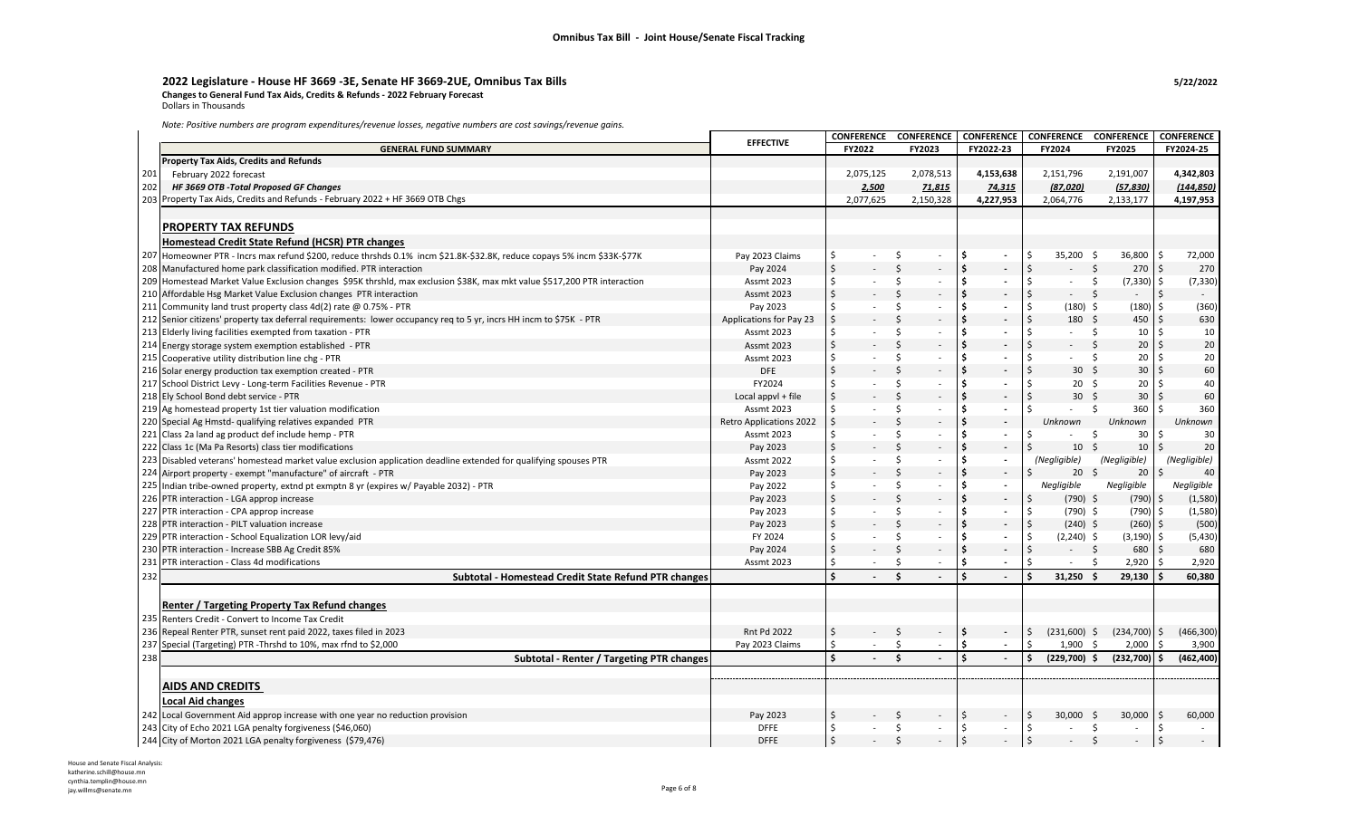**Omnibus Tax Bill - Joint House/Senate Fiscal Tracking**

## 2022 Legislature - House HF 3669 -3E, Senate HF 3669-2UE, Omnibus Tax Bills

5/22/2022

**Changes to General Fund Tax Aids, Credits & Refunds - 2022 February Forecast**

Dollars in Thousands

*Note: Positive numbers are program expenditures/revenue losses, negative numbers are cost savings/revenue gains.*

| | GENERAL FUND SUMMARY | EFFECTIVE | CONFERENCE FY2022 | CONFERENCE FY2023 | CONFERENCE FY2022-23 | CONFERENCE FY2024 | CONFERENCE FY2025 | CONFERENCE FY2024-25 |
|---|---|---|---|---|---|---|---|---|
| | **Property Tax Aids, Credits and Refunds** | | | | | | | |
| 201 | February 2022 forecast | | 2,075,125 | 2,078,513 | **4,153,638** | 2,151,796 | 2,191,007 | **4,342,803** |
| 202 | ***HF 3669 OTB -Total Proposed GF Changes*** | | ***2,500*** | ***71,815*** | ***74,315*** | ***(87,020)*** | ***(57,830)*** | ***(144,850)*** |
| 203 | Property Tax Aids, Credits and Refunds - February 2022 + HF 3669 OTB Chgs | | 2,077,625 | 2,150,328 | **4,227,953** | 2,064,776 | 2,133,177 | **4,197,953** |
| | | | | | | | | |
| | **PROPERTY TAX REFUNDS** | | | | | | | |
| | **Homestead Credit State Refund (HCSR) PTR changes** | | | | | | | |
| 207 | Homeowner PTR - Incrs max refund $200, reduce thrshds 0.1% incm $21.8K-$32.8K, reduce copays 5% incm $33K-$77K | Pay 2023 Claims | $ - | $ - | $ - | $ 35,200 | $ 36,800 | $ 72,000 |
| 208 | Manufactured home park classification modified. PTR interaction | Pay 2024 | $ - | $ - | $ - | $ - | $ 270 | $ 270 |
| 209 | Homestead Market Value Exclusion changes $95K thrshld, max exclusion $38K, max mkt value $517,200 PTR interaction | Assmt 2023 | $ - | $ - | $ - | $ - | $ (7,330) | $ (7,330) |
| 210 | Affordable Hsg Market Value Exclusion changes PTR interaction | Assmt 2023 | $ - | $ - | $ - | $ - | $ - | $ - |
| 211 | Community land trust property class 4d(2) rate @ 0.75% - PTR | Pay 2023 | $ - | $ - | $ - | $ (180) | $ (180) | $ (360) |
| 212 | Senior citizens' property tax deferral requirements: lower occupancy req to 5 yr, incrs HH incm to $75K - PTR | Applications for Pay 23 | $ - | $ - | $ - | $ 180 | $ 450 | $ 630 |
| 213 | Elderly living facilities exempted from taxation - PTR | Assmt 2023 | $ - | $ - | $ - | $ - | $ 10 | $ 10 |
| 214 | Energy storage system exemption established - PTR | Assmt 2023 | $ - | $ - | $ - | $ - | $ 20 | $ 20 |
| 215 | Cooperative utility distribution line chg - PTR | Assmt 2023 | $ - | $ - | $ - | $ - | $ 20 | $ 20 |
| 216 | Solar energy production tax exemption created - PTR | DFE | $ - | $ - | $ - | $ 30 | $ 30 | $ 60 |
| 217 | School District Levy - Long-term Facilities Revenue - PTR | FY2024 | $ - | $ - | $ - | $ 20 | $ 20 | $ 40 |
| 218 | Ely School Bond debt service - PTR | Local appvl + file | $ - | $ - | $ - | $ 30 | $ 30 | $ 60 |
| 219 | Ag homestead property 1st tier valuation modification | Assmt 2023 | $ - | $ - | $ - | $ - | $ 360 | $ 360 |
| 220 | Special Ag Hmstd- qualifying relatives expanded PTR | Retro Applications 2022 | $ - | $ - | $ - | *Unknown* | *Unknown* | *Unknown* |
| 221 | Class 2a land ag product def include hemp - PTR | Assmt 2023 | $ - | $ - | $ - | $ - | $ 30 | $ 30 |
| 222 | Class 1c (Ma Pa Resorts) class tier modifications | Pay 2023 | $ - | $ - | $ - | $ 10 | $ 10 | $ 20 |
| 223 | Disabled veterans' homestead market value exclusion application deadline extended for qualifying spouses PTR | Assmt 2022 | $ - | $ - | $ - | *(Negligible)* | *(Negligible)* | *(Negligible)* |
| 224 | Airport property - exempt "manufacture" of aircraft - PTR | Pay 2023 | $ - | $ - | $ - | $ 20 | $ 20 | $ 40 |
| 225 | Indian tribe-owned property, extnd pt exmptn 8 yr (expires w/ Payable 2032) - PTR | Pay 2022 | $ - | $ - | $ - | *Negligible* | *Negligible* | *Negligible* |
| 226 | PTR interaction - LGA approp increase | Pay 2023 | $ - | $ - | $ - | $ (790) | $ (790) | $ (1,580) |
| 227 | PTR interaction - CPA approp increase | Pay 2023 | $ - | $ - | $ - | $ (790) | $ (790) | $ (1,580) |
| 228 | PTR interaction - PILT valuation increase | Pay 2023 | $ - | $ - | $ - | $ (240) | $ (260) | $ (500) |
| 229 | PTR interaction - School Equalization LOR levy/aid | FY 2024 | $ - | $ - | $ - | $ (2,240) | $ (3,190) | $ (5,430) |
| 230 | PTR interaction - Increase SBB Ag Credit 85% | Pay 2024 | $ - | $ - | $ - | $ - | $ 680 | $ 680 |
| 231 | PTR interaction - Class 4d modifications | Assmt 2023 | $ - | $ - | $ - | $ - | $ 2,920 | $ 2,920 |
| 232 | **Subtotal - Homestead Credit State Refund PTR changes** | | **$ -** | **$ -** | **$ -** | **$ 31,250** | **$ 29,130** | **$ 60,380** |
| | | | | | | | | |
| | **Renter / Targeting Property Tax Refund changes** | | | | | | | |
| 235 | Renters Credit - Convert to Income Tax Credit | | | | | | | |
| 236 | Repeal Renter PTR, sunset rent paid 2022, taxes filed in 2023 | Rnt Pd 2022 | $ - | $ - | $ - | $ (231,600) | $ (234,700) | $ (466,300) |
| 237 | Special (Targeting) PTR -Thrshd to 10%, max rfnd to $2,000 | Pay 2023 Claims | $ - | $ - | $ - | $ 1,900 | $ 2,000 | $ 3,900 |
| 238 | **Subtotal - Renter / Targeting PTR changes** | | **$ -** | **$ -** | **$ -** | **$ (229,700)** | **$ (232,700)** | **$ (462,400)** |
| | | | | | | | | |
| | **AIDS AND CREDITS** | | | | | | | |
| | **Local Aid changes** | | | | | | | |
| 242 | Local Government Aid approp increase with one year no reduction provision | Pay 2023 | $ - | $ - | $ - | $ 30,000 | $ 30,000 | $ 60,000 |
| 243 | City of Echo 2021 LGA penalty forgiveness ($46,060) | DFFE | $ - | $ - | $ - | $ - | $ - | $ - |
| 244 | City of Morton 2021 LGA penalty forgiveness ($79,476) | DFFE | $ - | $ - | $ - | $ - | $ - | $ - |

House and Senate Fiscal Analysis:
katherine.schill@house.mn
cynthia.templin@house.mn
jay.willms@senate.mn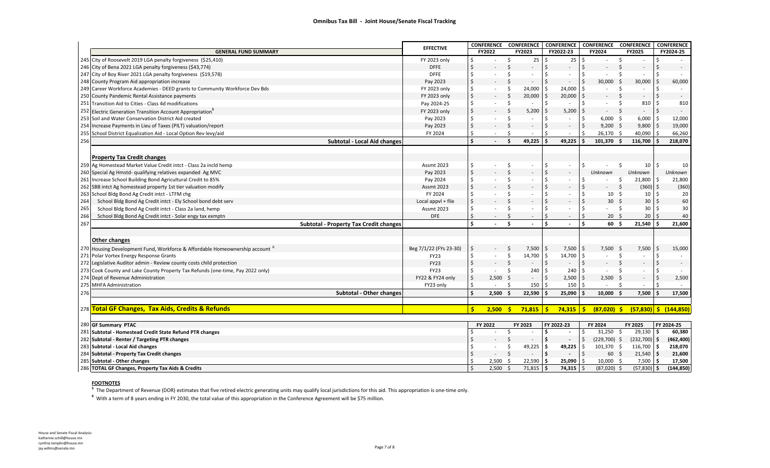## Omnibus Tax Bill - Joint House/Senate Fiscal Tracking

| | GENERAL FUND SUMMARY | EFFECTIVE | CONFERENCE FY2022 | CONFERENCE FY2023 | CONFERENCE FY2022-23 | CONFERENCE FY2024 | CONFERENCE FY2025 | CONFERENCE FY2024-25 |
|---|---|---|---|---|---|---|---|---|
| 245 | City of Roosevelt 2019 LGA penalty forgiveness ($25,410) | FY 2023 only | $ - | $ 25 | $ 25 | $ - | $ - | $ - |
| 246 | City of Bena 2021 LGA penalty forgiveness ($43,774) | DFFE | $ - | $ - | $ - | $ - | $ - | $ - |
| 247 | City of Boy River 2021 LGA penalty forgiveness ($19,578) | DFFE | $ - | $ - | $ - | $ - | $ - | $ - |
| 248 | County Program Aid appropriation increase | Pay 2023 | $ - | $ - | $ - | $ 30,000 | $ 30,000 | $ 60,000 |
| 249 | Career Workforce Academies - DEED grants to Community Workforce Dev Bds | FY 2023 only | $ - | $ 24,000 | $ 24,000 | $ - | $ - | $ - |
| 250 | County Pandemic Rental Assistance payments | FY 2023 only | $ - | $ 20,000 | $ 20,000 | $ - | $ - | $ - |
| 251 | Transition Aid to Cities - Class 4d modifications | Pay 2024-25 | $ - | $ - | $ - | $ - | $ 810 | $ 810 |
| 252 | Electric Generation Transition Account Appropriation[5] | FY 2023 only | $ - | $ 5,200 | $ 5,200 | $ - | $ - | $ - |
| 253 | Soil and Water Conservation District Aid created | Pay 2023 | $ - | $ - | $ - | $ 6,000 | $ 6,000 | $ 12,000 |
| 254 | Increase Payments in Lieu of Taxes (PILT) valuation/report | Pay 2023 | $ - | $ - | $ - | $ 9,200 | $ 9,800 | $ 19,000 |
| 255 | School District Equalization Aid - Local Option Rev levy/aid | FY 2024 | $ - | $ - | $ - | $ 26,170 | $ 40,090 | $ 66,260 |
| 256 | **Subtotal - Local Aid changes** | | **$ -** | **$ 49,225** | **$ 49,225** | **$ 101,370** | **$ 116,700** | **$ 218,070** |
| | | | | | | | | |
| | **Property Tax Credit changes** | | | | | | | |
| 259 | Ag Homestead Market Value Credit intct - Class 2a incld hemp | Assmt 2023 | $ - | $ - | $ - | $ - | $ 10 | $ 10 |
| 260 | Special Ag Hmstd- qualifying relatives expanded Ag MVC | Pay 2023 | $ - | $ - | $ - | *Unknown* | *Unknown* | *Unknown* |
| 261 | Increase School Building Bond Agricultural Credit to 85% | Pay 2024 | $ - | $ - | $ - | $ - | $ 21,800 | $ 21,800 |
| 262 | SBB intct Ag homestead property 1st tier valuation modify | Assmt 2023 | $ - | $ - | $ - | $ - | $ (360) | $ (360) |
| 263 | School Bldg Bond Ag Credit intct - LTFM chg | FY 2024 | $ - | $ - | $ - | $ 10 | $ 10 | $ 20 |
| 264 | School Bldg Bond Ag Credit intct - Ely School bond debt serv | Local appvl + file | $ - | $ - | $ - | $ 30 | $ 30 | $ 60 |
| 265 | School Bldg Bond Ag Credit intct - Class 2a land, hemp | Assmt 2023 | $ - | $ - | $ - | $ - | $ 30 | $ 30 |
| 266 | School Bldg Bond Ag Credit intct - Solar engy tax exmptn | DFE | $ - | $ - | $ - | $ 20 | $ 20 | $ 40 |
| 267 | **Subtotal - Property Tax Credit changes** | | **$ -** | **$ -** | **$ -** | **$ 60** | **$ 21,540** | **$ 21,600** |
| | | | | | | | | |
| | **Other changes** | | | | | | | |
| 270 | Housing Development Fund, Workforce & Affordable Homeownership account[6] | Beg 7/1/22 (FYs 23-30) | $ - | $ 7,500 | $ 7,500 | $ 7,500 | $ 7,500 | $ 15,000 |
| 271 | Polar Vortex Energy Response Grants | FY23 | $ - | $ 14,700 | $ 14,700 | $ - | $ - | $ - |
| 272 | Legislative Auditor admin - Review county costs child protection | FY23 | $ - | $ - | $ - | $ - | $ - | $ - |
| 273 | Cook County and Lake County Property Tax Refunds (one-time, Pay 2022 only) | FY23 | $ - | $ 240 | $ 240 | $ - | $ - | $ - |
| 274 | Dept of Revenue Administration | FY22 & FY24 only | $ 2,500 | $ - | $ 2,500 | $ 2,500 | $ - | $ 2,500 |
| 275 | MHFA Administration | FY23 only | $ - | $ 150 | $ 150 | $ - | $ - | $ - |
| 276 | **Subtotal - Other changes** | | **$ 2,500** | **$ 22,590** | **$ 25,090** | **$ 10,000** | **$ 7,500** | **$ 17,500** |
| | | | | | | | | |
| 278 | **Total GF Changes, Tax Aids, Credits & Refunds** | | **$ 2,500** | **$ 71,815** | **$ 74,315** | **$ (87,020)** | **$ (57,830)** | **$ (144,850)** |

| | GF Summary PTAC | FY 2022 | FY 2023 | FY 2022-23 | FY 2024 | FY 2025 | FY 2024-25 |
|---|---|---|---|---|---|---|---|
| 281 | **Subtotal - Homestead Credit State Refund PTR changes** | $ - | $ - | **$ -** | $ 31,250 | $ 29,130 | **$ 60,380** |
| 282 | **Subtotal - Renter / Targeting PTR changes** | $ - | $ - | **$ -** | $ (229,700) | $ (232,700) | **$ (462,400)** |
| 283 | **Subtotal - Local Aid changes** | $ - | $ 49,225 | **$ 49,225** | $ 101,370 | $ 116,700 | **$ 218,070** |
| 284 | **Subtotal - Property Tax Credit changes** | $ - | $ - | **$ -** | $ 60 | $ 21,540 | **$ 21,600** |
| 285 | **Subtotal - Other changes** | $ 2,500 | $ 22,590 | **$ 25,090** | $ 10,000 | $ 7,500 | **$ 17,500** |
| 286 | **TOTAL GF Changes, Property Tax Aids & Credits** | $ 2,500 | $ 71,815 | **$ 74,315** | $ (87,020) | $ (57,830) | **$ (144,850)** |

**FOOTNOTES**

[5] The Department of Revenue (DOR) estimates that five retired electric generating units may qualify local jurisdictions for this aid. This appropriation is one-time only.

[6] With a term of 8 years ending in FY 2030, the total value of this appropriation in the Conference Agreement will be $75 million.

House and Senate Fiscal Analysis:
katherine.schill@house.mn
cynthia.templin@house.mn
jay.willms@senate.mn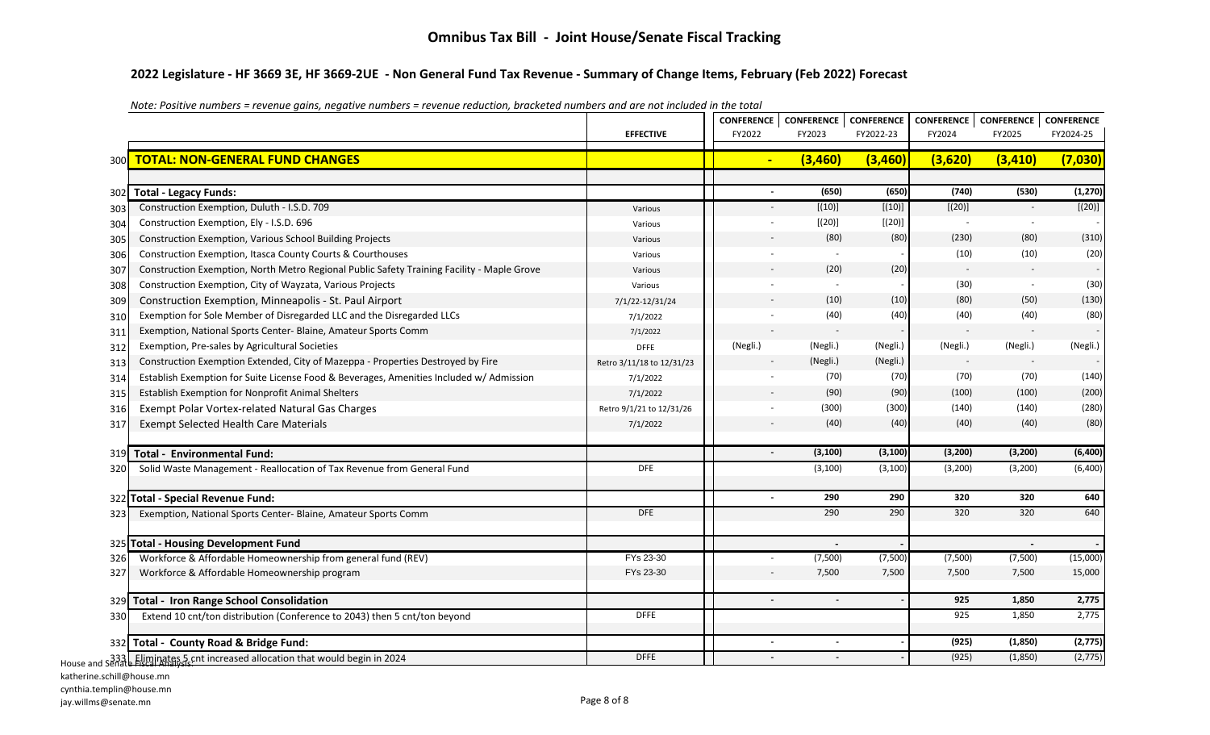# Omnibus Tax Bill - Joint House/Senate Fiscal Tracking

## 2022 Legislature - HF 3669 3E, HF 3669-2UE - Non General Fund Tax Revenue - Summary of Change Items, February (Feb 2022) Forecast

*Note: Positive numbers = revenue gains, negative numbers = revenue reduction, bracketed numbers and are not included in the total*

| | | EFFECTIVE | CONFERENCE FY2022 | CONFERENCE FY2023 | CONFERENCE FY2022-23 | CONFERENCE FY2024 | CONFERENCE FY2025 | CONFERENCE FY2024-25 |
|---|---|---|---|---|---|---|---|---|
| 300 | **TOTAL: NON-GENERAL FUND CHANGES** | | **-** | **(3,460)** | **(3,460)** | **(3,620)** | **(3,410)** | **(7,030)** |
| 302 | **Total - Legacy Funds:** | | - | **(650)** | **(650)** | **(740)** | **(530)** | **(1,270)** |
| 303 | Construction Exemption, Duluth - I.S.D. 709 | Various | - | [(10)] | [(10)] | [(20)] | - | [(20)] |
| 304 | Construction Exemption, Ely - I.S.D. 696 | Various | - | [(20)] | [(20)] | - | - | - |
| 305 | Construction Exemption, Various School Building Projects | Various | - | (80) | (80) | (230) | (80) | (310) |
| 306 | Construction Exemption, Itasca County Courts & Courthouses | Various | - | - | - | (10) | (10) | (20) |
| 307 | Construction Exemption, North Metro Regional Public Safety Training Facility - Maple Grove | Various | - | (20) | (20) | - | - | - |
| 308 | Construction Exemption, City of Wayzata, Various Projects | Various | - | - | - | (30) | - | (30) |
| 309 | Construction Exemption, Minneapolis - St. Paul Airport | 7/1/22-12/31/24 | - | (10) | (10) | (80) | (50) | (130) |
| 310 | Exemption for Sole Member of Disregarded LLC and the Disregarded LLCs | 7/1/2022 | - | (40) | (40) | (40) | (40) | (80) |
| 311 | Exemption, National Sports Center- Blaine, Amateur Sports Comm | 7/1/2022 | - | - | - | - | - | - |
| 312 | Exemption, Pre-sales by Agricultural Societies | DFFE | (Negli.) | (Negli.) | (Negli.) | (Negli.) | (Negli.) | (Negli.) |
| 313 | Construction Exemption Extended, City of Mazeppa - Properties Destroyed by Fire | Retro 3/11/18 to 12/31/23 | - | (Negli.) | (Negli.) | - | - | - |
| 314 | Establish Exemption for Suite License Food & Beverages, Amenities Included w/ Admission | 7/1/2022 | - | (70) | (70) | (70) | (70) | (140) |
| 315 | Establish Exemption for Nonprofit Animal Shelters | 7/1/2022 | - | (90) | (90) | (100) | (100) | (200) |
| 316 | Exempt Polar Vortex-related Natural Gas Charges | Retro 9/1/21 to 12/31/26 | - | (300) | (300) | (140) | (140) | (280) |
| 317 | Exempt Selected Health Care Materials | 7/1/2022 | - | (40) | (40) | (40) | (40) | (80) |
| 319 | **Total - Environmental Fund:** | | - | **(3,100)** | **(3,100)** | **(3,200)** | **(3,200)** | **(6,400)** |
| 320 | Solid Waste Management - Reallocation of Tax Revenue from General Fund | DFE | | (3,100) | (3,100) | (3,200) | (3,200) | (6,400) |
| 322 | **Total - Special Revenue Fund:** | | - | **290** | **290** | **320** | **320** | **640** |
| 323 | Exemption, National Sports Center- Blaine, Amateur Sports Comm | DFE | | 290 | 290 | 320 | 320 | 640 |
| 325 | **Total - Housing Development Fund** | | | - | - | | - | - |
| 326 | Workforce & Affordable Homeownership from general fund (REV) | FYs 23-30 | - | (7,500) | (7,500) | (7,500) | (7,500) | (15,000) |
| 327 | Workforce & Affordable Homeownership program | FYs 23-30 | - | 7,500 | 7,500 | 7,500 | 7,500 | 15,000 |
| 329 | **Total - Iron Range School Consolidation** | | - | - | - | **925** | **1,850** | **2,775** |
| 330 | Extend 10 cnt/ton distribution (Conference to 2043) then 5 cnt/ton beyond | DFFE | | | | 925 | 1,850 | 2,775 |
| 332 | **Total - County Road & Bridge Fund:** | | - | - | - | **(925)** | **(1,850)** | **(2,775)** |
| 333 | Eliminates 5 cnt increased allocation that would begin in 2024 | DFFE | - | - | - | (925) | (1,850) | (2,775) |

House and Senate Fiscal Analysts:
katherine.schill@house.mn
cynthia.templin@house.mn
jay.willms@senate.mn